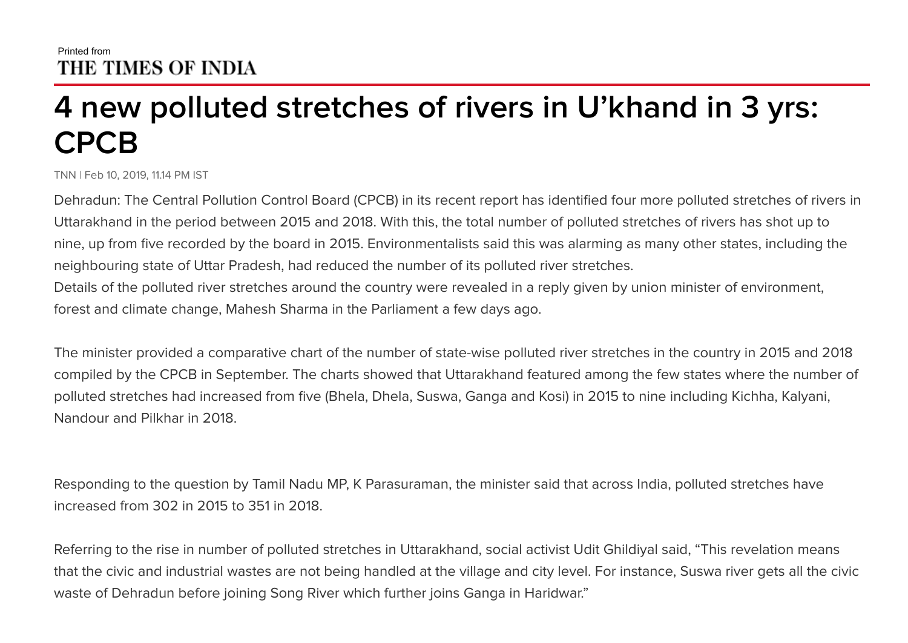Printed from
THE TIMES OF INDIA

# 4 new polluted stretches of rivers in U'khand in 3 yrs: CPCB

TNN | Feb 10, 2019, 11.14 PM IST

Dehradun: The Central Pollution Control Board (CPCB) in its recent report has identified four more polluted stretches of rivers in Uttarakhand in the period between 2015 and 2018. With this, the total number of polluted stretches of rivers has shot up to nine, up from five recorded by the board in 2015. Environmentalists said this was alarming as many other states, including the neighbouring state of Uttar Pradesh, had reduced the number of its polluted river stretches.
Details of the polluted river stretches around the country were revealed in a reply given by union minister of environment, forest and climate change, Mahesh Sharma in the Parliament a few days ago.

The minister provided a comparative chart of the number of state-wise polluted river stretches in the country in 2015 and 2018 compiled by the CPCB in September. The charts showed that Uttarakhand featured among the few states where the number of polluted stretches had increased from five (Bhela, Dhela, Suswa, Ganga and Kosi) in 2015 to nine including Kichha, Kalyani, Nandour and Pilkhar in 2018.

Responding to the question by Tamil Nadu MP, K Parasuraman, the minister said that across India, polluted stretches have increased from 302 in 2015 to 351 in 2018.

Referring to the rise in number of polluted stretches in Uttarakhand, social activist Udit Ghildiyal said, "This revelation means that the civic and industrial wastes are not being handled at the village and city level. For instance, Suswa river gets all the civic waste of Dehradun before joining Song River which further joins Ganga in Haridwar."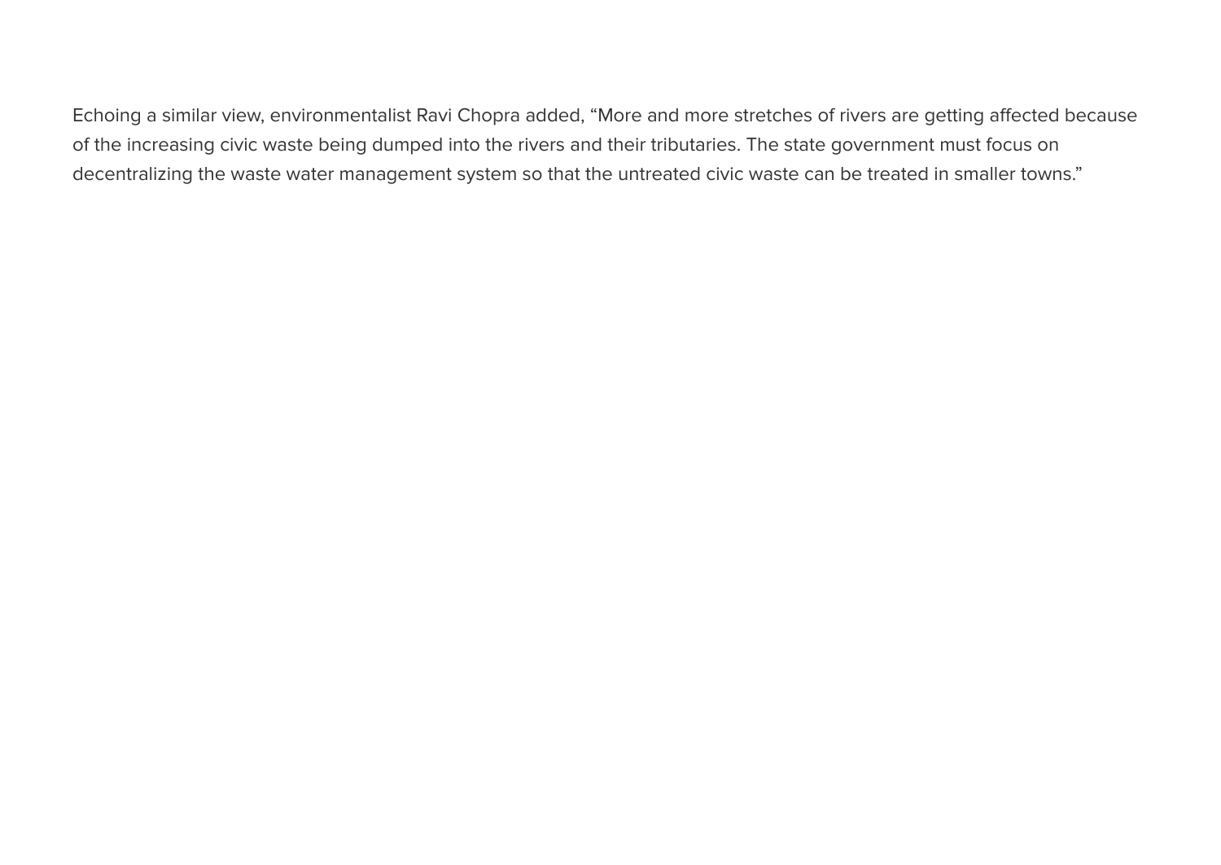Echoing a similar view, environmentalist Ravi Chopra added, “More and more stretches of rivers are getting affected because of the increasing civic waste being dumped into the rivers and their tributaries. The state government must focus on decentralizing the waste water management system so that the untreated civic waste can be treated in smaller towns.”